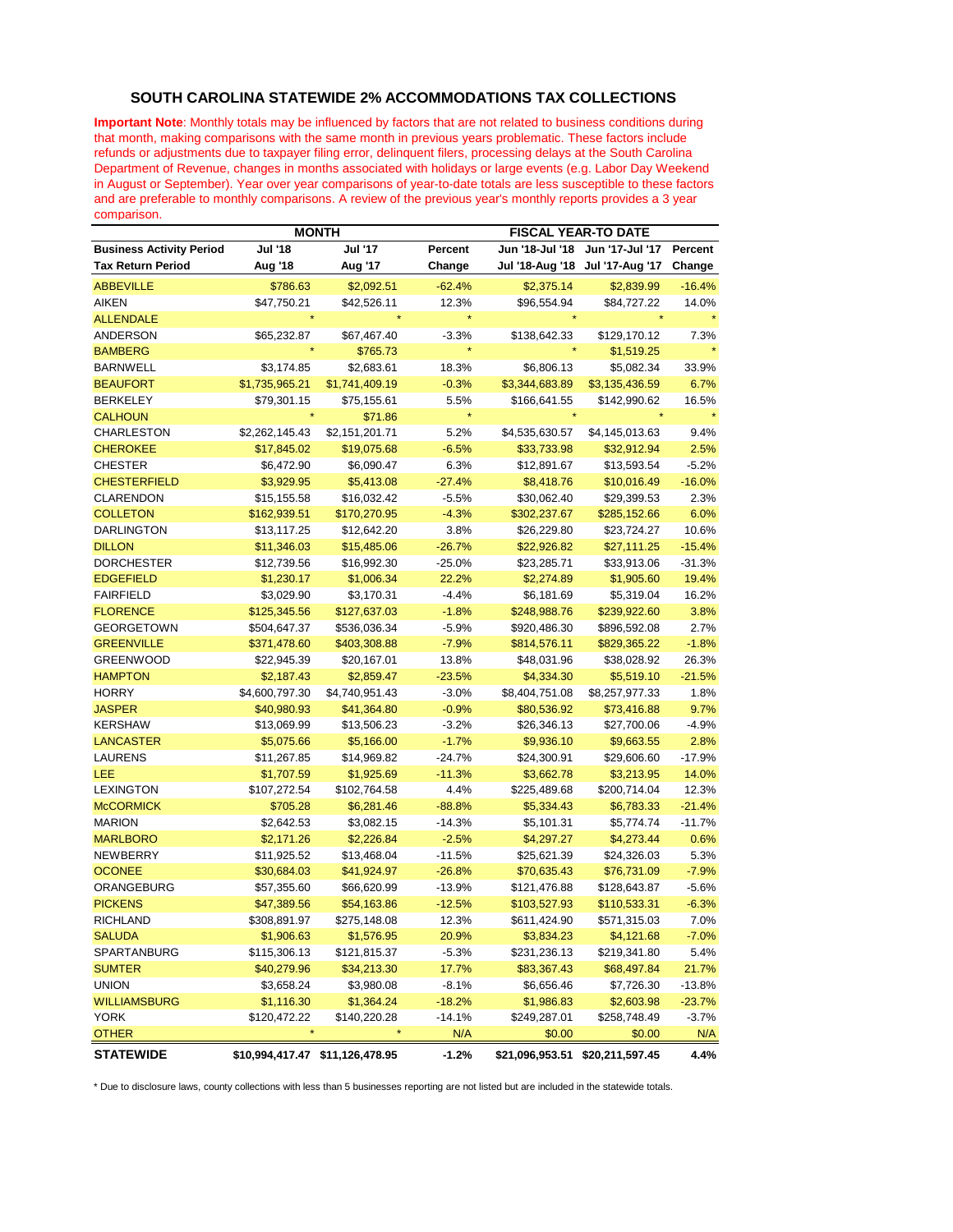### SOUTH CAROLINA STATEWIDE 2% ACCOMMODATIONS TAX COLLECTIONS

**Important Note**: Monthly totals may be influenced by factors that are not related to business conditions during that month, making comparisons with the same month in previous years problematic. These factors include refunds or adjustments due to taxpayer filing error, delinquent filers, processing delays at the South Carolina Department of Revenue, changes in months associated with holidays or large events (e.g. Labor Day Weekend in August or September). Year over year comparisons of year-to-date totals are less susceptible to these factors and are preferable to monthly comparisons. A review of the previous year's monthly reports provides a 3 year comparison.

| | MONTH | | | FISCAL YEAR-TO DATE | | |
|---|---|---|---|---|---|---|
| **Business Activity Period** | **Jul '18** | **Jul '17** | **Percent** | **Jun '18-Jul '18** | **Jun '17-Jul '17** | **Percent** |
| **Tax Return Period** | **Aug '18** | **Aug '17** | **Change** | **Jul '18-Aug '18** | **Jul '17-Aug '17** | **Change** |
| ABBEVILLE | $786.63 | $2,092.51 | -62.4% | $2,375.14 | $2,839.99 | -16.4% |
| AIKEN | $47,750.21 | $42,526.11 | 12.3% | $96,554.94 | $84,727.22 | 14.0% |
| ALLENDALE | * | * | * | * | * | * |
| ANDERSON | $65,232.87 | $67,467.40 | -3.3% | $138,642.33 | $129,170.12 | 7.3% |
| BAMBERG | * | $765.73 | * | * | $1,519.25 | * |
| BARNWELL | $3,174.85 | $2,683.61 | 18.3% | $6,806.13 | $5,082.34 | 33.9% |
| BEAUFORT | $1,735,965.21 | $1,741,409.19 | -0.3% | $3,344,683.89 | $3,135,436.59 | 6.7% |
| BERKELEY | $79,301.15 | $75,155.61 | 5.5% | $166,641.55 | $142,990.62 | 16.5% |
| CALHOUN | * | $71.86 | * | * | * | * |
| CHARLESTON | $2,262,145.43 | $2,151,201.71 | 5.2% | $4,535,630.57 | $4,145,013.63 | 9.4% |
| CHEROKEE | $17,845.02 | $19,075.68 | -6.5% | $33,733.98 | $32,912.94 | 2.5% |
| CHESTER | $6,472.90 | $6,090.47 | 6.3% | $12,891.67 | $13,593.54 | -5.2% |
| CHESTERFIELD | $3,929.95 | $5,413.08 | -27.4% | $8,418.76 | $10,016.49 | -16.0% |
| CLARENDON | $15,155.58 | $16,032.42 | -5.5% | $30,062.40 | $29,399.53 | 2.3% |
| COLLETON | $162,939.51 | $170,270.95 | -4.3% | $302,237.67 | $285,152.66 | 6.0% |
| DARLINGTON | $13,117.25 | $12,642.20 | 3.8% | $26,229.80 | $23,724.27 | 10.6% |
| DILLON | $11,346.03 | $15,485.06 | -26.7% | $22,926.82 | $27,111.25 | -15.4% |
| DORCHESTER | $12,739.56 | $16,992.30 | -25.0% | $23,285.71 | $33,913.06 | -31.3% |
| EDGEFIELD | $1,230.17 | $1,006.34 | 22.2% | $2,274.89 | $1,905.60 | 19.4% |
| FAIRFIELD | $3,029.90 | $3,170.31 | -4.4% | $6,181.69 | $5,319.04 | 16.2% |
| FLORENCE | $125,345.56 | $127,637.03 | -1.8% | $248,988.76 | $239,922.60 | 3.8% |
| GEORGETOWN | $504,647.37 | $536,036.34 | -5.9% | $920,486.30 | $896,592.08 | 2.7% |
| GREENVILLE | $371,478.60 | $403,308.88 | -7.9% | $814,576.11 | $829,365.22 | -1.8% |
| GREENWOOD | $22,945.39 | $20,167.01 | 13.8% | $48,031.96 | $38,028.92 | 26.3% |
| HAMPTON | $2,187.43 | $2,859.47 | -23.5% | $4,334.30 | $5,519.10 | -21.5% |
| HORRY | $4,600,797.30 | $4,740,951.43 | -3.0% | $8,404,751.08 | $8,257,977.33 | 1.8% |
| JASPER | $40,980.93 | $41,364.80 | -0.9% | $80,536.92 | $73,416.88 | 9.7% |
| KERSHAW | $13,069.99 | $13,506.23 | -3.2% | $26,346.13 | $27,700.06 | -4.9% |
| LANCASTER | $5,075.66 | $5,166.00 | -1.7% | $9,936.10 | $9,663.55 | 2.8% |
| LAURENS | $11,267.85 | $14,969.82 | -24.7% | $24,300.91 | $29,606.60 | -17.9% |
| LEE | $1,707.59 | $1,925.69 | -11.3% | $3,662.78 | $3,213.95 | 14.0% |
| LEXINGTON | $107,272.54 | $102,764.58 | 4.4% | $225,489.68 | $200,714.04 | 12.3% |
| McCORMICK | $705.28 | $6,281.46 | -88.8% | $5,334.43 | $6,783.33 | -21.4% |
| MARION | $2,642.53 | $3,082.15 | -14.3% | $5,101.31 | $5,774.74 | -11.7% |
| MARLBORO | $2,171.26 | $2,226.84 | -2.5% | $4,297.27 | $4,273.44 | 0.6% |
| NEWBERRY | $11,925.52 | $13,468.04 | -11.5% | $25,621.39 | $24,326.03 | 5.3% |
| OCONEE | $30,684.03 | $41,924.97 | -26.8% | $70,635.43 | $76,731.09 | -7.9% |
| ORANGEBURG | $57,355.60 | $66,620.99 | -13.9% | $121,476.88 | $128,643.87 | -5.6% |
| PICKENS | $47,389.56 | $54,163.86 | -12.5% | $103,527.93 | $110,533.31 | -6.3% |
| RICHLAND | $308,891.97 | $275,148.08 | 12.3% | $611,424.90 | $571,315.03 | 7.0% |
| SALUDA | $1,906.63 | $1,576.95 | 20.9% | $3,834.23 | $4,121.68 | -7.0% |
| SPARTANBURG | $115,306.13 | $121,815.37 | -5.3% | $231,236.13 | $219,341.80 | 5.4% |
| SUMTER | $40,279.96 | $34,213.30 | 17.7% | $83,367.43 | $68,497.84 | 21.7% |
| UNION | $3,658.24 | $3,980.08 | -8.1% | $6,656.46 | $7,726.30 | -13.8% |
| WILLIAMSBURG | $1,116.30 | $1,364.24 | -18.2% | $1,986.83 | $2,603.98 | -23.7% |
| YORK | $120,472.22 | $140,220.28 | -14.1% | $249,287.01 | $258,748.49 | -3.7% |
| OTHER | * | * | N/A | $0.00 | $0.00 | N/A |
| **STATEWIDE** | **$10,994,417.47** | **$11,126,478.95** | **-1.2%** | **$21,096,953.51** | **$20,211,597.45** | **4.4%** |

* Due to disclosure laws, county collections with less than 5 businesses reporting are not listed but are included in the statewide totals.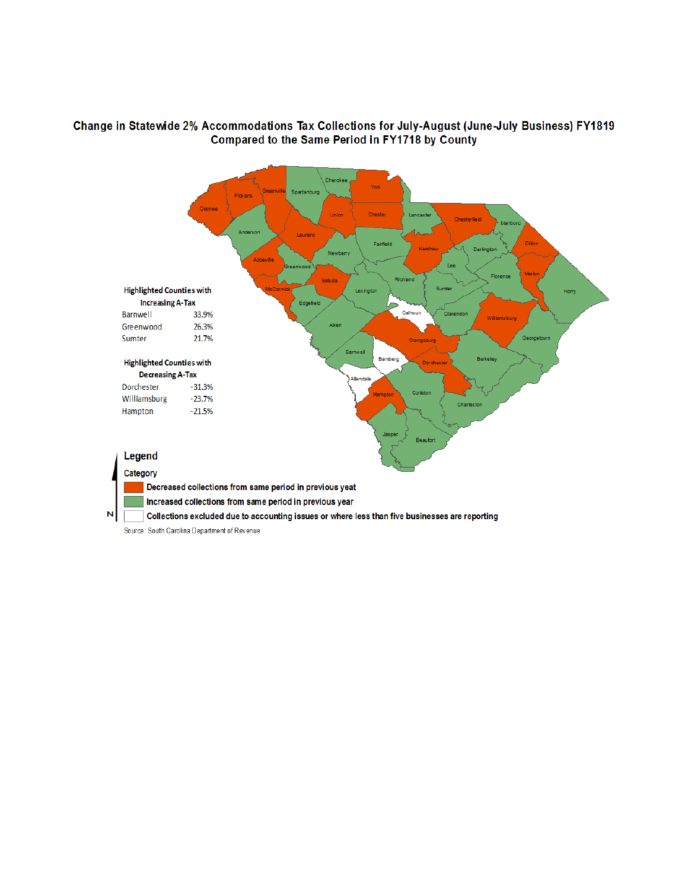**Change in Statewide 2% Accommodations Tax Collections for July-August (June-July Business) FY1819 Compared to the Same Period in FY1718 by County**

Oconee
Pickens
Greenville
Spartanburg
Cherokee
York
Union
Chester
Lancaster
Chesterfield
Marlboro
Anderson
Laurens
Newberry
Fairfield
Kershaw
Darlington
Dillon
Abbeville
Greenwood
Lee
Marion
Saluda
Richland
Florence
McCormick
Lexington
Sumter
Horry
Edgefield
Calhoun
Clarendon
Williamsburg
Aiken
Orangeburg
Georgetown
Barnwell
Bamberg
Dorchester
Berkeley
Allendale
Hampton
Colleton
Charleston
Jasper
Beaufort

**Highlighted Counties with Increasing A-Tax**

| | |
|---|---|
| Barnwell | 33.9% |
| Greenwood | 26.3% |
| Sumter | 21.7% |

**Highlighted Counties with Decreasing A-Tax**

| | |
|---|---|
| Dorchester | -31.3% |
| Williamsburg | -23.7% |
| Hampton | -21.5% |

**Legend**

Category

- Decreased collections from same period in previous yeat
- Increased collections from same period in previous year
- Collections excluded due to accounting issues or where less than five businesses are reporting

N

Source: South Carolina Department of Revenue